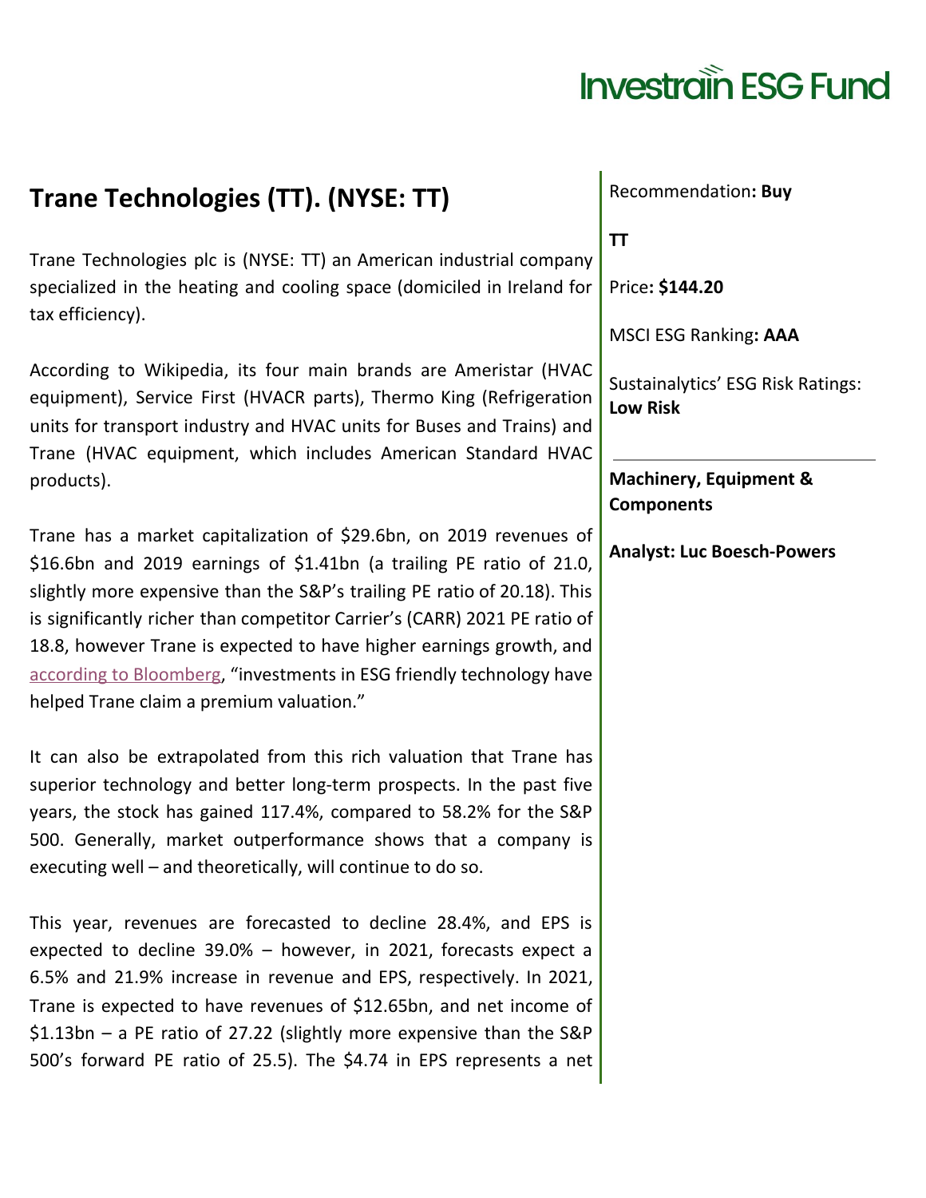Investrain ESG Fund

# Trane Technologies (TT). (NYSE: TT)

Recommendation**: Buy**

**TT**

Price**: $144.20**

MSCI ESG Ranking**: AAA**

Sustainalytics' ESG Risk Ratings: **Low Risk**

---

**Machinery, Equipment & Components**

**Analyst: Luc Boesch-Powers**

Trane Technologies plc is (NYSE: TT) an American industrial company specialized in the heating and cooling space (domiciled in Ireland for tax efficiency).

According to Wikipedia, its four main brands are Ameristar (HVAC equipment), Service First (HVACR parts), Thermo King (Refrigeration units for transport industry and HVAC units for Buses and Trains) and Trane (HVAC equipment, which includes American Standard HVAC products).

Trane has a market capitalization of $29.6bn, on 2019 revenues of $16.6bn and 2019 earnings of $1.41bn (a trailing PE ratio of 21.0, slightly more expensive than the S&P's trailing PE ratio of 20.18). This is significantly richer than competitor Carrier's (CARR) 2021 PE ratio of 18.8, however Trane is expected to have higher earnings growth, and according to Bloomberg, "investments in ESG friendly technology have helped Trane claim a premium valuation."

It can also be extrapolated from this rich valuation that Trane has superior technology and better long-term prospects. In the past five years, the stock has gained 117.4%, compared to 58.2% for the S&P 500. Generally, market outperformance shows that a company is executing well – and theoretically, will continue to do so.

This year, revenues are forecasted to decline 28.4%, and EPS is expected to decline 39.0% – however, in 2021, forecasts expect a 6.5% and 21.9% increase in revenue and EPS, respectively. In 2021, Trane is expected to have revenues of $12.65bn, and net income of $1.13bn – a PE ratio of 27.22 (slightly more expensive than the S&P 500's forward PE ratio of 25.5). The $4.74 in EPS represents a net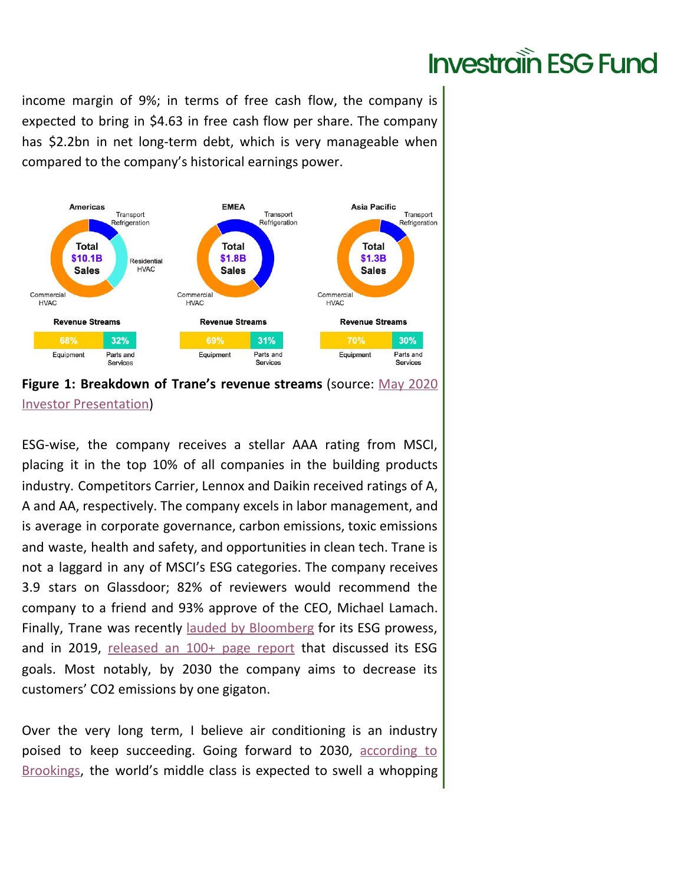income margin of 9%; in terms of free cash flow, the company is expected to bring in $4.63 in free cash flow per share. The company has $2.2bn in net long-term debt, which is very manageable when compared to the company's historical earnings power.

**Figure 1: Breakdown of Trane's revenue streams** (source: May 2020 Investor Presentation)

ESG-wise, the company receives a stellar AAA rating from MSCI, placing it in the top 10% of all companies in the building products industry. Competitors Carrier, Lennox and Daikin received ratings of A, A and AA, respectively. The company excels in labor management, and is average in corporate governance, carbon emissions, toxic emissions and waste, health and safety, and opportunities in clean tech. Trane is not a laggard in any of MSCI's ESG categories. The company receives 3.9 stars on Glassdoor; 82% of reviewers would recommend the company to a friend and 93% approve of the CEO, Michael Lamach. Finally, Trane was recently lauded by Bloomberg for its ESG prowess, and in 2019, released an 100+ page report that discussed its ESG goals. Most notably, by 2030 the company aims to decrease its customers' $CO_2$ emissions by one gigaton.

Over the very long term, I believe air conditioning is an industry poised to keep succeeding. Going forward to 2030, according to Brookings, the world's middle class is expected to swell a whopping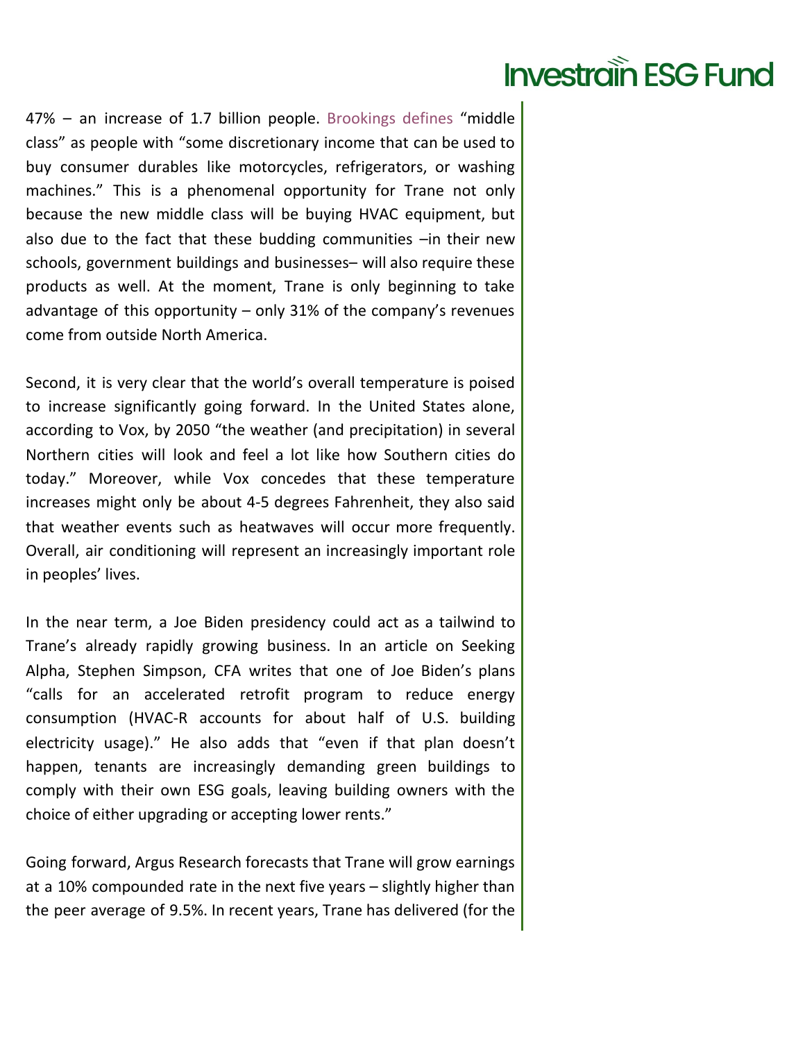47% – an increase of 1.7 billion people. Brookings defines "middle class" as people with "some discretionary income that can be used to buy consumer durables like motorcycles, refrigerators, or washing machines." This is a phenomenal opportunity for Trane not only because the new middle class will be buying HVAC equipment, but also due to the fact that these budding communities –in their new schools, government buildings and businesses– will also require these products as well. At the moment, Trane is only beginning to take advantage of this opportunity – only 31% of the company's revenues come from outside North America.

Second, it is very clear that the world's overall temperature is poised to increase significantly going forward. In the United States alone, according to Vox, by 2050 "the weather (and precipitation) in several Northern cities will look and feel a lot like how Southern cities do today." Moreover, while Vox concedes that these temperature increases might only be about 4-5 degrees Fahrenheit, they also said that weather events such as heatwaves will occur more frequently. Overall, air conditioning will represent an increasingly important role in peoples' lives.

In the near term, a Joe Biden presidency could act as a tailwind to Trane's already rapidly growing business. In an article on Seeking Alpha, Stephen Simpson, CFA writes that one of Joe Biden's plans "calls for an accelerated retrofit program to reduce energy consumption (HVAC-R accounts for about half of U.S. building electricity usage)." He also adds that "even if that plan doesn't happen, tenants are increasingly demanding green buildings to comply with their own ESG goals, leaving building owners with the choice of either upgrading or accepting lower rents."

Going forward, Argus Research forecasts that Trane will grow earnings at a 10% compounded rate in the next five years – slightly higher than the peer average of 9.5%. In recent years, Trane has delivered (for the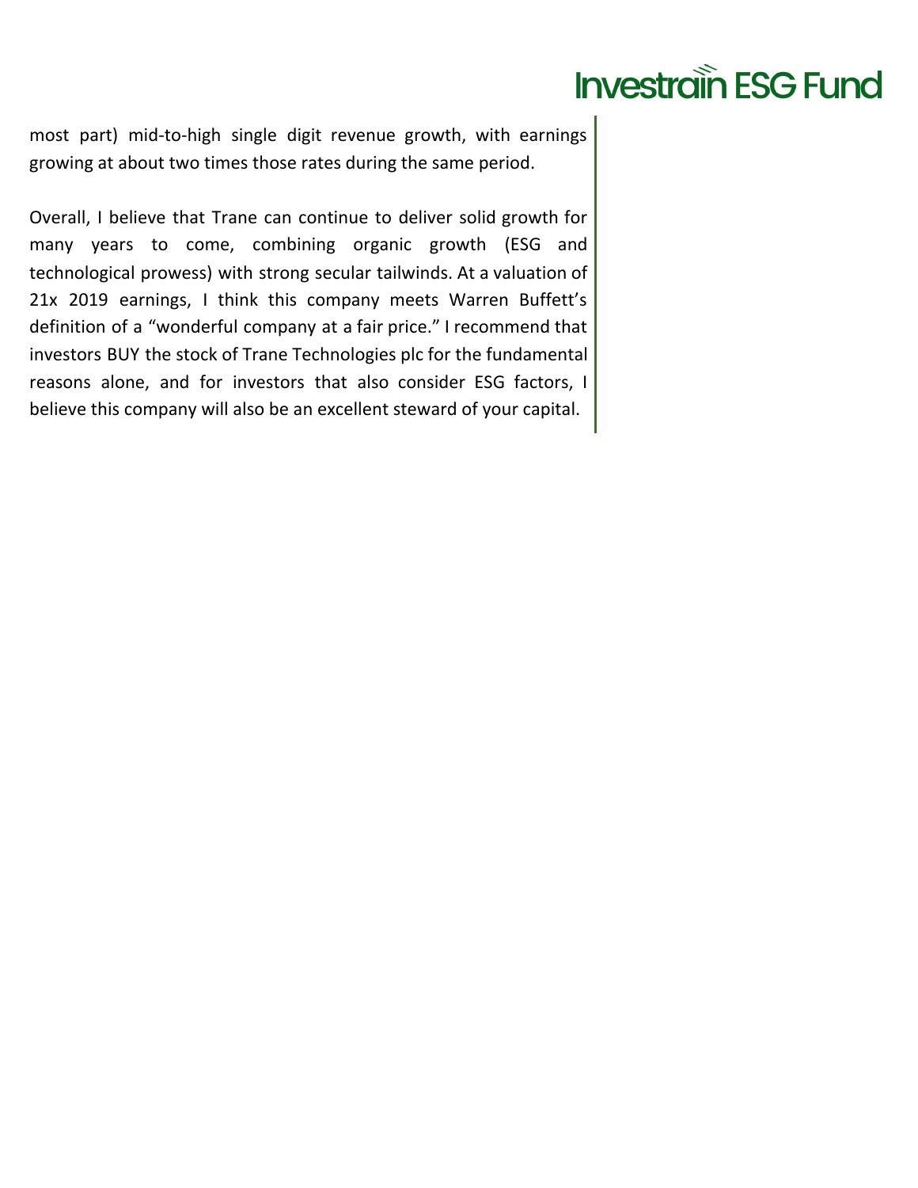most part) mid-to-high single digit revenue growth, with earnings growing at about two times those rates during the same period.

Overall, I believe that Trane can continue to deliver solid growth for many years to come, combining organic growth (ESG and technological prowess) with strong secular tailwinds. At a valuation of 21x 2019 earnings, I think this company meets Warren Buffett's definition of a "wonderful company at a fair price." I recommend that investors BUY the stock of Trane Technologies plc for the fundamental reasons alone, and for investors that also consider ESG factors, I believe this company will also be an excellent steward of your capital.